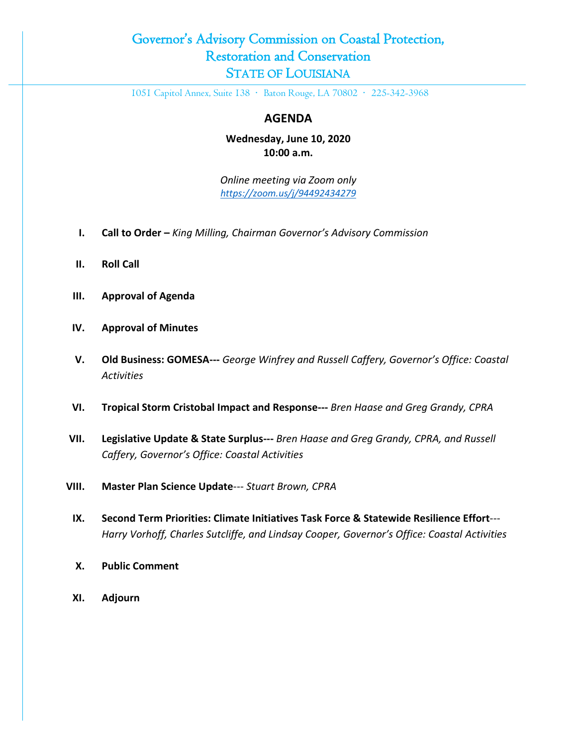# Governor's Advisory Commission on Coastal Protection, Restoration and Conservation

## STATE OF LOUISIANA

1051 Capitol Annex, Suite 138 · Baton Rouge, LA 70802 · 225-342-3968

## AGENDA

**Wednesday, June 10, 2020**
**10:00 a.m.**

*Online meeting via Zoom only*
*https://zoom.us/j/94492434279*

I. **Call to Order –** *King Milling, Chairman Governor's Advisory Commission*

II. **Roll Call**

III. **Approval of Agenda**

IV. **Approval of Minutes**

V. **Old Business: GOMESA---** *George Winfrey and Russell Caffery, Governor's Office: Coastal Activities*

VI. **Tropical Storm Cristobal Impact and Response---** *Bren Haase and Greg Grandy, CPRA*

VII. **Legislative Update & State Surplus---** *Bren Haase and Greg Grandy, CPRA, and Russell Caffery, Governor's Office: Coastal Activities*

VIII. **Master Plan Science Update**--- *Stuart Brown, CPRA*

IX. **Second Term Priorities: Climate Initiatives Task Force & Statewide Resilience Effort**--- *Harry Vorhoff, Charles Sutcliffe, and Lindsay Cooper, Governor's Office: Coastal Activities*

X. **Public Comment**

XI. **Adjourn**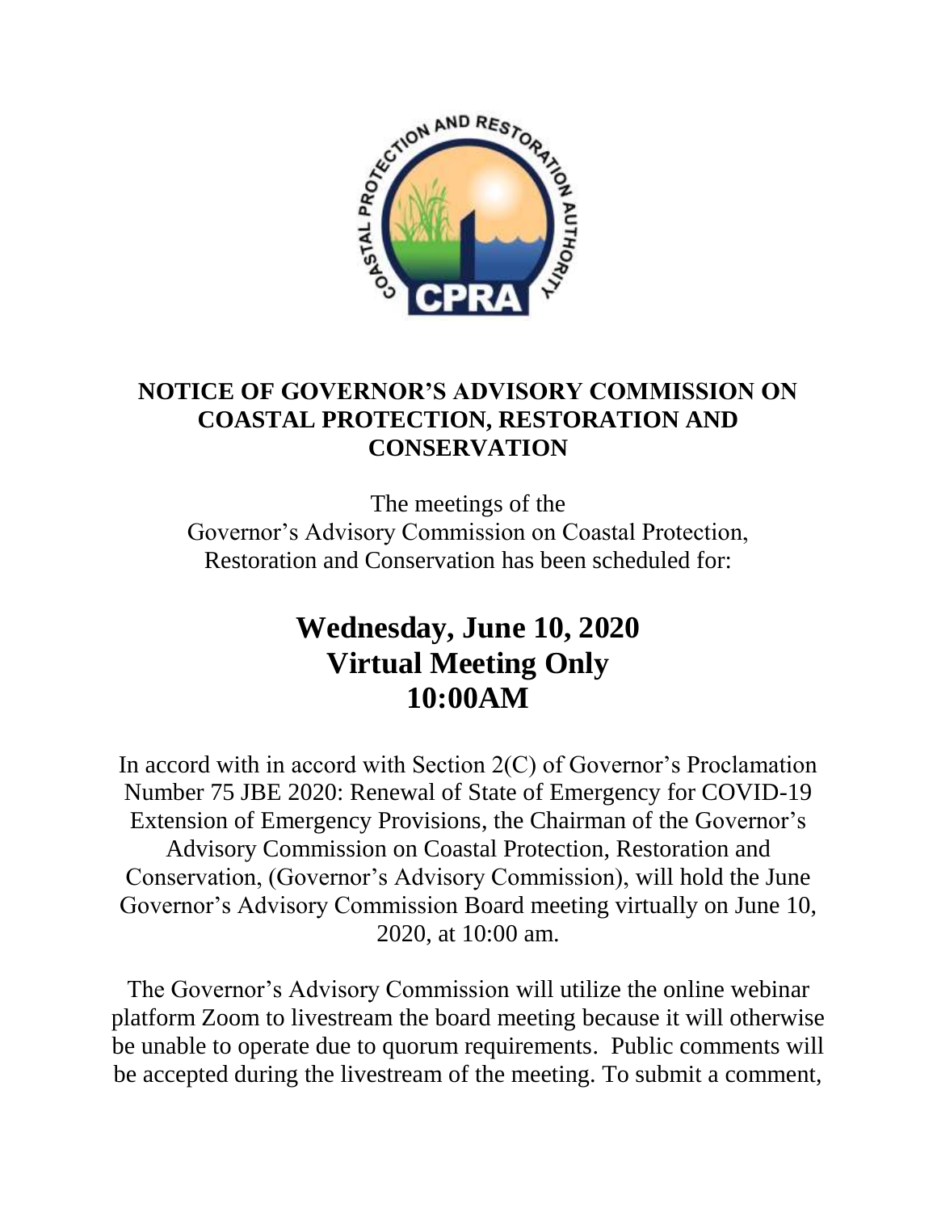**NOTICE OF GOVERNOR'S ADVISORY COMMISSION ON COASTAL PROTECTION, RESTORATION AND CONSERVATION**

The meetings of the Governor's Advisory Commission on Coastal Protection, Restoration and Conservation has been scheduled for:

## Wednesday, June 10, 2020
## Virtual Meeting Only
## 10:00AM

In accord with in accord with Section 2(C) of Governor's Proclamation Number 75 JBE 2020: Renewal of State of Emergency for COVID-19 Extension of Emergency Provisions, the Chairman of the Governor's Advisory Commission on Coastal Protection, Restoration and Conservation, (Governor's Advisory Commission), will hold the June Governor's Advisory Commission Board meeting virtually on June 10, 2020, at 10:00 am.

The Governor's Advisory Commission will utilize the online webinar platform Zoom to livestream the board meeting because it will otherwise be unable to operate due to quorum requirements. Public comments will be accepted during the livestream of the meeting. To submit a comment,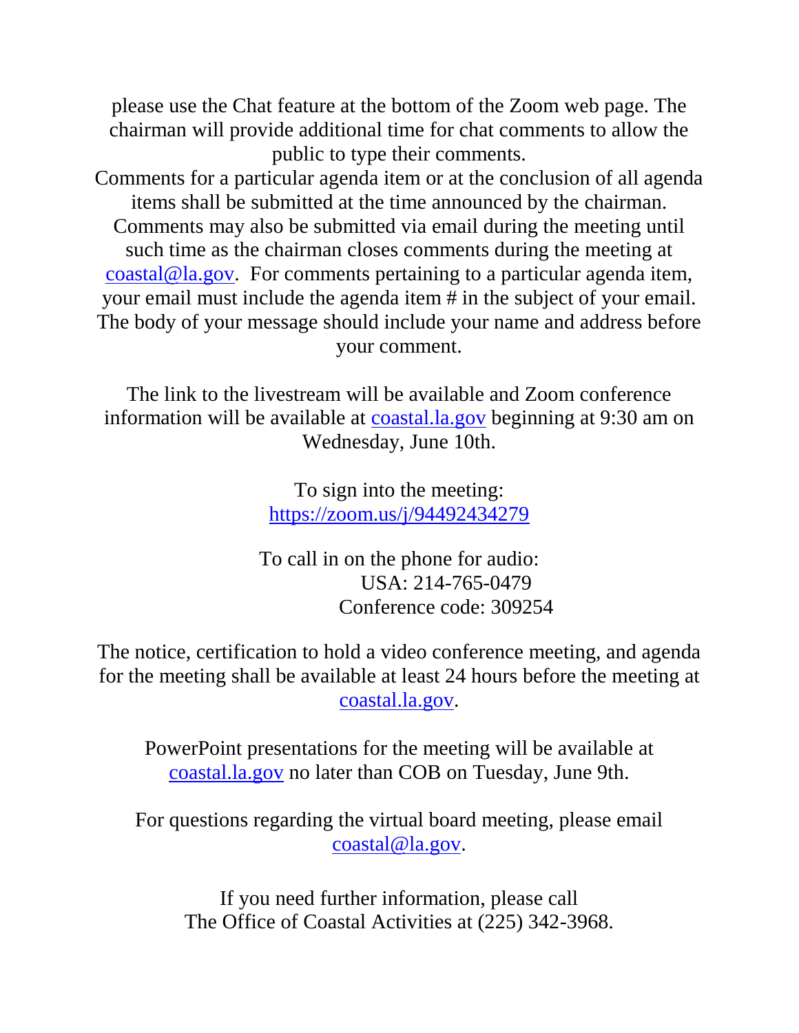please use the Chat feature at the bottom of the Zoom web page. The chairman will provide additional time for chat comments to allow the public to type their comments.

Comments for a particular agenda item or at the conclusion of all agenda items shall be submitted at the time announced by the chairman. Comments may also be submitted via email during the meeting until such time as the chairman closes comments during the meeting at coastal@la.gov. For comments pertaining to a particular agenda item, your email must include the agenda item # in the subject of your email. The body of your message should include your name and address before your comment.

The link to the livestream will be available and Zoom conference information will be available at coastal.la.gov beginning at 9:30 am on Wednesday, June 10th.

To sign into the meeting:
https://zoom.us/j/94492434279

To call in on the phone for audio:
USA: 214-765-0479
Conference code: 309254

The notice, certification to hold a video conference meeting, and agenda for the meeting shall be available at least 24 hours before the meeting at coastal.la.gov.

PowerPoint presentations for the meeting will be available at coastal.la.gov no later than COB on Tuesday, June 9th.

For questions regarding the virtual board meeting, please email coastal@la.gov.

If you need further information, please call
The Office of Coastal Activities at (225) 342-3968.